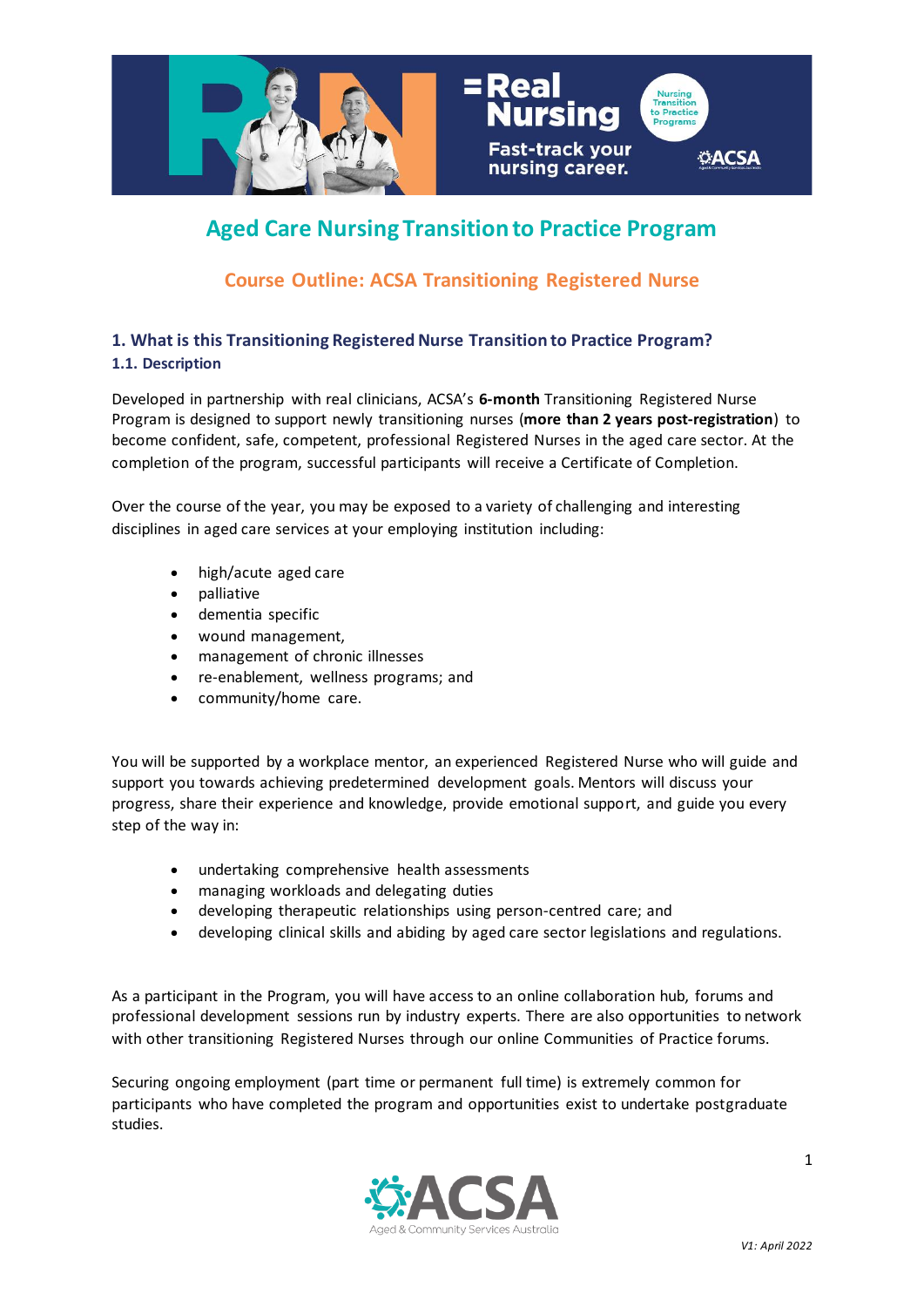# Aged Care Nursing Transition to Practice Program

## Course Outline: ACSA Transitioning Registered Nurse

### 1. What is this Transitioning Registered Nurse Transition to Practice Program?

#### 1.1. Description

Developed in partnership with real clinicians, ACSA's **6-month** Transitioning Registered Nurse Program is designed to support newly transitioning nurses (**more than 2 years post-registration**) to become confident, safe, competent, professional Registered Nurses in the aged care sector. At the completion of the program, successful participants will receive a Certificate of Completion.

Over the course of the year, you may be exposed to a variety of challenging and interesting disciplines in aged care services at your employing institution including:

- high/acute aged care
- palliative
- dementia specific
- wound management,
- management of chronic illnesses
- re-enablement, wellness programs; and
- community/home care.

You will be supported by a workplace mentor, an experienced Registered Nurse who will guide and support you towards achieving predetermined development goals. Mentors will discuss your progress, share their experience and knowledge, provide emotional support, and guide you every step of the way in:

- undertaking comprehensive health assessments
- managing workloads and delegating duties
- developing therapeutic relationships using person-centred care; and
- developing clinical skills and abiding by aged care sector legislations and regulations.

As a participant in the Program, you will have access to an online collaboration hub, forums and professional development sessions run by industry experts. There are also opportunities to network with other transitioning Registered Nurses through our online Communities of Practice forums.

Securing ongoing employment (part time or permanent full time) is extremely common for participants who have completed the program and opportunities exist to undertake postgraduate studies.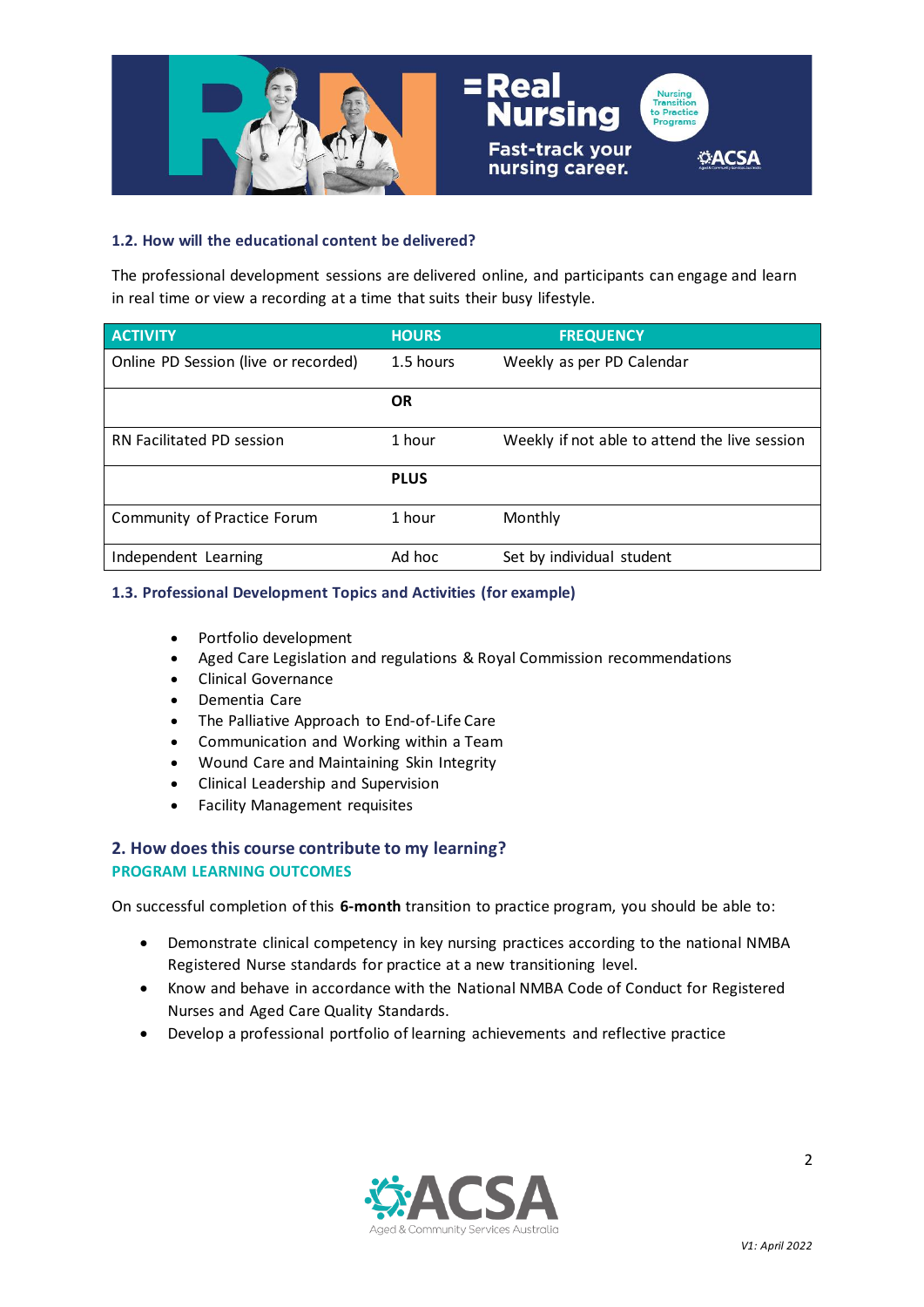### 1.2. How will the educational content be delivered?

The professional development sessions are delivered online, and participants can engage and learn in real time or view a recording at a time that suits their busy lifestyle.

| ACTIVITY | HOURS | FREQUENCY |
|---|---|---|
| Online PD Session (live or recorded) | 1.5 hours | Weekly as per PD Calendar |
| | **OR** | |
| RN Facilitated PD session | 1 hour | Weekly if not able to attend the live session |
| | **PLUS** | |
| Community of Practice Forum | 1 hour | Monthly |
| Independent Learning | Ad hoc | Set by individual student |

### 1.3. Professional Development Topics and Activities (for example)

- Portfolio development
- Aged Care Legislation and regulations & Royal Commission recommendations
- Clinical Governance
- Dementia Care
- The Palliative Approach to End-of-Life Care
- Communication and Working within a Team
- Wound Care and Maintaining Skin Integrity
- Clinical Leadership and Supervision
- Facility Management requisites

## 2. How does this course contribute to my learning?

### PROGRAM LEARNING OUTCOMES

On successful completion of this **6-month** transition to practice program, you should be able to:

- Demonstrate clinical competency in key nursing practices according to the national NMBA Registered Nurse standards for practice at a new transitioning level.
- Know and behave in accordance with the National NMBA Code of Conduct for Registered Nurses and Aged Care Quality Standards.
- Develop a professional portfolio of learning achievements and reflective practice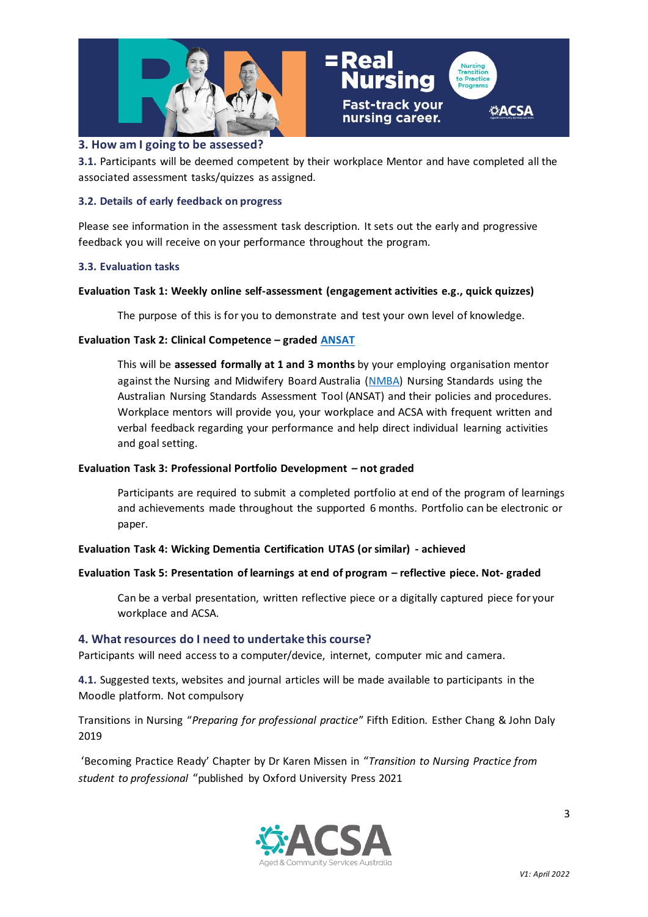## 3. How am I going to be assessed?

**3.1.** Participants will be deemed competent by their workplace Mentor and have completed all the associated assessment tasks/quizzes as assigned.

### 3.2. Details of early feedback on progress

Please see information in the assessment task description. It sets out the early and progressive feedback you will receive on your performance throughout the program.

### 3.3. Evaluation tasks

**Evaluation Task 1: Weekly online self-assessment (engagement activities e.g., quick quizzes)**

The purpose of this is for you to demonstrate and test your own level of knowledge.

**Evaluation Task 2: Clinical Competence – graded ANSAT**

This will be **assessed formally at 1 and 3 months** by your employing organisation mentor against the Nursing and Midwifery Board Australia (NMBA) Nursing Standards using the Australian Nursing Standards Assessment Tool (ANSAT) and their policies and procedures. Workplace mentors will provide you, your workplace and ACSA with frequent written and verbal feedback regarding your performance and help direct individual learning activities and goal setting.

**Evaluation Task 3: Professional Portfolio Development – not graded**

Participants are required to submit a completed portfolio at end of the program of learnings and achievements made throughout the supported 6 months. Portfolio can be electronic or paper.

**Evaluation Task 4: Wicking Dementia Certification UTAS (or similar) - achieved**

**Evaluation Task 5: Presentation of learnings at end of program – reflective piece. Not- graded**

Can be a verbal presentation, written reflective piece or a digitally captured piece for your workplace and ACSA.

## 4. What resources do I need to undertake this course?

Participants will need access to a computer/device, internet, computer mic and camera.

**4.1.** Suggested texts, websites and journal articles will be made available to participants in the Moodle platform. Not compulsory

Transitions in Nursing "*Preparing for professional practice*" Fifth Edition. Esther Chang & John Daly 2019

'Becoming Practice Ready' Chapter by Dr Karen Missen in "*Transition to Nursing Practice from student to professional* "published by Oxford University Press 2021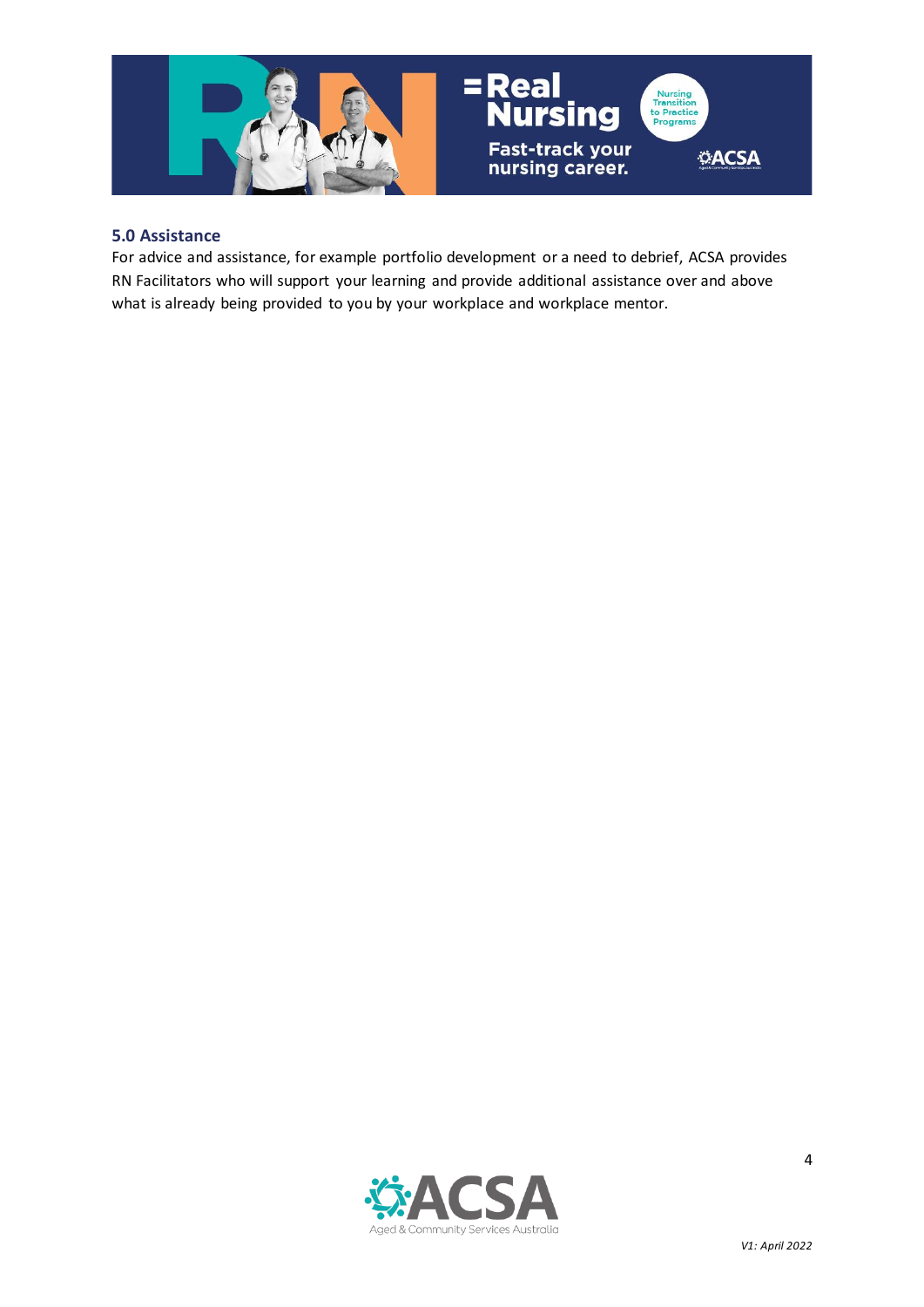## 5.0 Assistance

For advice and assistance, for example portfolio development or a need to debrief, ACSA provides RN Facilitators who will support your learning and provide additional assistance over and above what is already being provided to you by your workplace and workplace mentor.